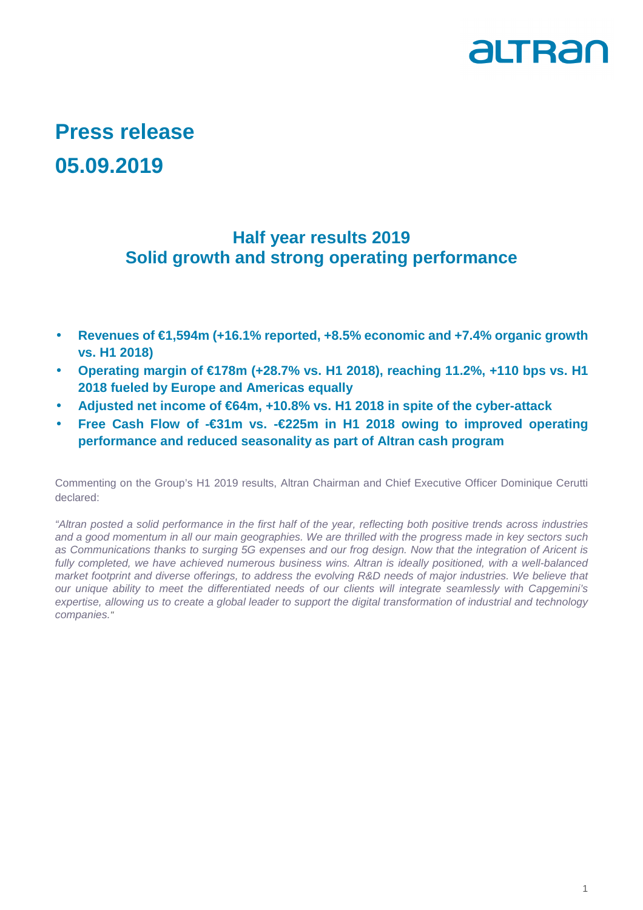altran

# Press release
# 05.09.2019

## Half year results 2019
## Solid growth and strong operating performance

- **Revenues of €1,594m (+16.1% reported, +8.5% economic and +7.4% organic growth vs. H1 2018)**
- **Operating margin of €178m (+28.7% vs. H1 2018), reaching 11.2%, +110 bps vs. H1 2018 fueled by Europe and Americas equally**
- **Adjusted net income of €64m, +10.8% vs. H1 2018 in spite of the cyber-attack**
- **Free Cash Flow of -€31m vs. -€225m in H1 2018 owing to improved operating performance and reduced seasonality as part of Altran cash program**

Commenting on the Group's H1 2019 results, Altran Chairman and Chief Executive Officer Dominique Cerutti declared:

*"Altran posted a solid performance in the first half of the year, reflecting both positive trends across industries and a good momentum in all our main geographies. We are thrilled with the progress made in key sectors such as Communications thanks to surging 5G expenses and our frog design. Now that the integration of Aricent is fully completed, we have achieved numerous business wins. Altran is ideally positioned, with a well-balanced market footprint and diverse offerings, to address the evolving R&D needs of major industries. We believe that our unique ability to meet the differentiated needs of our clients will integrate seamlessly with Capgemini's expertise, allowing us to create a global leader to support the digital transformation of industrial and technology companies."*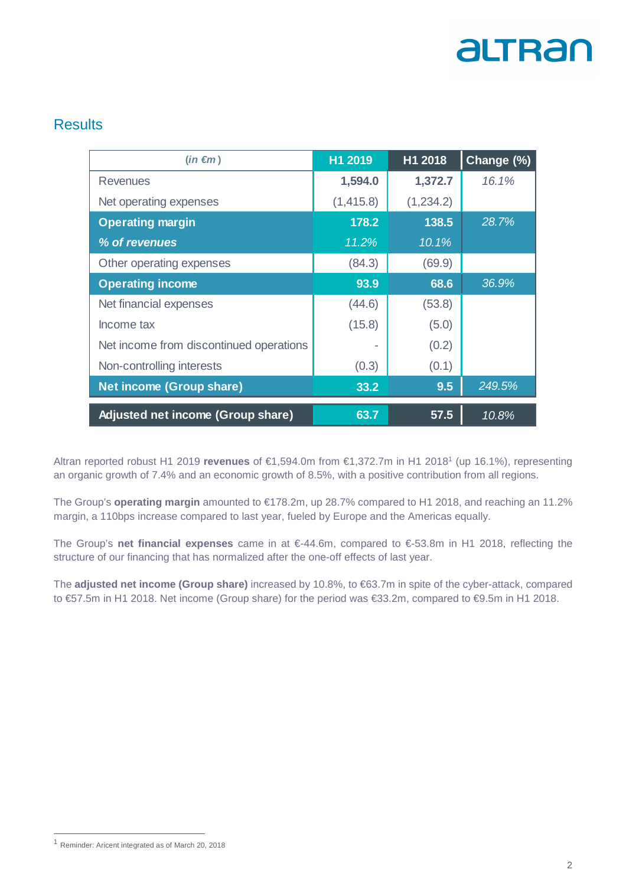## Results

| *(in €m)* | H1 2019 | H1 2018 | Change (%) |
|---|---|---|---|
| Revenues | **1,594.0** | **1,372.7** | *16.1%* |
| Net operating expenses | (1,415.8) | (1,234.2) | |
| **Operating margin** | **178.2** | **138.5** | *28.7%* |
| ***% of revenues*** | *11.2%* | *10.1%* | |
| Other operating expenses | (84.3) | (69.9) | |
| **Operating income** | **93.9** | **68.6** | *36.9%* |
| Net financial expenses | (44.6) | (53.8) | |
| Income tax | (15.8) | (5.0) | |
| Net income from discontinued operations | - | (0.2) | |
| Non-controlling interests | (0.3) | (0.1) | |
| **Net income (Group share)** | **33.2** | **9.5** | *249.5%* |
| **Adjusted net income (Group share)** | **63.7** | **57.5** | *10.8%* |

Altran reported robust H1 2019 **revenues** of €1,594.0m from €1,372.7m in H1 2018[1] (up 16.1%), representing an organic growth of 7.4% and an economic growth of 8.5%, with a positive contribution from all regions.

The Group's **operating margin** amounted to €178.2m, up 28.7% compared to H1 2018, and reaching an 11.2% margin, a 110bps increase compared to last year, fueled by Europe and the Americas equally.

The Group's **net financial expenses** came in at €-44.6m, compared to €-53.8m in H1 2018, reflecting the structure of our financing that has normalized after the one-off effects of last year.

The **adjusted net income (Group share)** increased by 10.8%, to €63.7m in spite of the cyber-attack, compared to €57.5m in H1 2018. Net income (Group share) for the period was €33.2m, compared to €9.5m in H1 2018.

[1] Reminder: Aricent integrated as of March 20, 2018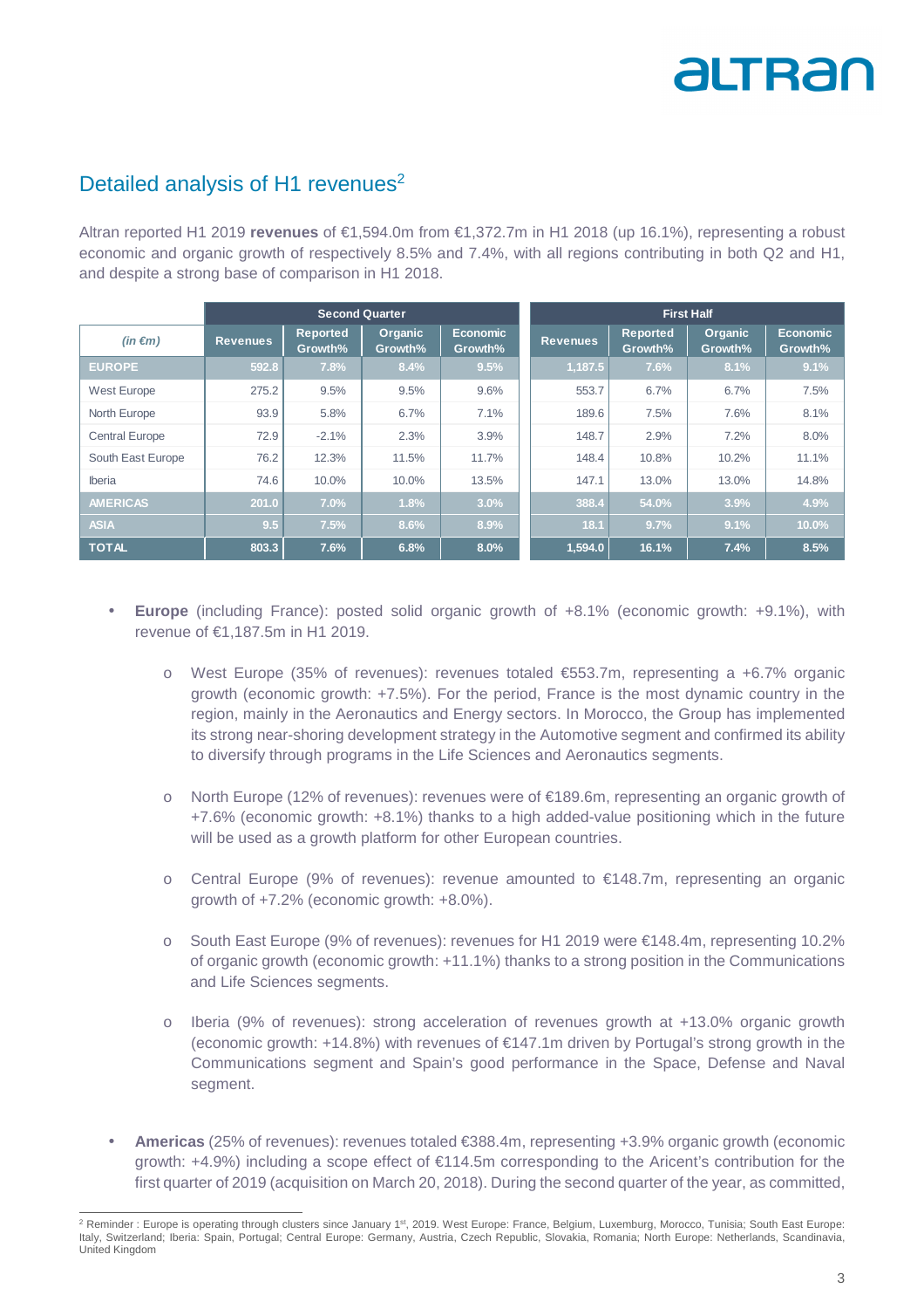## Detailed analysis of H1 revenues[2]

Altran reported H1 2019 **revenues** of €1,594.0m from €1,372.7m in H1 2018 (up 16.1%), representing a robust economic and organic growth of respectively 8.5% and 7.4%, with all regions contributing in both Q2 and H1, and despite a strong base of comparison in H1 2018.

| | Second Quarter | | | | First Half | | | |
|---|---|---|---|---|---|---|---|---|
| *(in €m)* | Revenues | Reported Growth% | Organic Growth% | Economic Growth% | Revenues | Reported Growth% | Organic Growth% | Economic Growth% |
| **EUROPE** | 592.8 | 7.8% | 8.4% | 9.5% | 1,187.5 | 7.6% | 8.1% | 9.1% |
| West Europe | 275.2 | 9.5% | 9.5% | 9.6% | 553.7 | 6.7% | 6.7% | 7.5% |
| North Europe | 93.9 | 5.8% | 6.7% | 7.1% | 189.6 | 7.5% | 7.6% | 8.1% |
| Central Europe | 72.9 | -2.1% | 2.3% | 3.9% | 148.7 | 2.9% | 7.2% | 8.0% |
| South East Europe | 76.2 | 12.3% | 11.5% | 11.7% | 148.4 | 10.8% | 10.2% | 11.1% |
| Iberia | 74.6 | 10.0% | 10.0% | 13.5% | 147.1 | 13.0% | 13.0% | 14.8% |
| **AMERICAS** | 201.0 | 7.0% | 1.8% | 3.0% | 388.4 | 54.0% | 3.9% | 4.9% |
| **ASIA** | 9.5 | 7.5% | 8.6% | 8.9% | 18.1 | 9.7% | 9.1% | 10.0% |
| **TOTAL** | 803.3 | 7.6% | 6.8% | 8.0% | 1,594.0 | 16.1% | 7.4% | 8.5% |

- **Europe** (including France): posted solid organic growth of +8.1% (economic growth: +9.1%), with revenue of €1,187.5m in H1 2019.
  - West Europe (35% of revenues): revenues totaled €553.7m, representing a +6.7% organic growth (economic growth: +7.5%). For the period, France is the most dynamic country in the region, mainly in the Aeronautics and Energy sectors. In Morocco, the Group has implemented its strong near-shoring development strategy in the Automotive segment and confirmed its ability to diversify through programs in the Life Sciences and Aeronautics segments.
  - North Europe (12% of revenues): revenues were of €189.6m, representing an organic growth of +7.6% (economic growth: +8.1%) thanks to a high added-value positioning which in the future will be used as a growth platform for other European countries.
  - Central Europe (9% of revenues): revenue amounted to €148.7m, representing an organic growth of +7.2% (economic growth: +8.0%).
  - South East Europe (9% of revenues): revenues for H1 2019 were €148.4m, representing 10.2% of organic growth (economic growth: +11.1%) thanks to a strong position in the Communications and Life Sciences segments.
  - Iberia (9% of revenues): strong acceleration of revenues growth at +13.0% organic growth (economic growth: +14.8%) with revenues of €147.1m driven by Portugal's strong growth in the Communications segment and Spain's good performance in the Space, Defense and Naval segment.
- **Americas** (25% of revenues): revenues totaled €388.4m, representing +3.9% organic growth (economic growth: +4.9%) including a scope effect of €114.5m corresponding to the Aricent's contribution for the first quarter of 2019 (acquisition on March 20, 2018). During the second quarter of the year, as committed,

[2] Reminder : Europe is operating through clusters since January 1st, 2019. West Europe: France, Belgium, Luxemburg, Morocco, Tunisia; South East Europe: Italy, Switzerland; Iberia: Spain, Portugal; Central Europe: Germany, Austria, Czech Republic, Slovakia, Romania; North Europe: Netherlands, Scandinavia, United Kingdom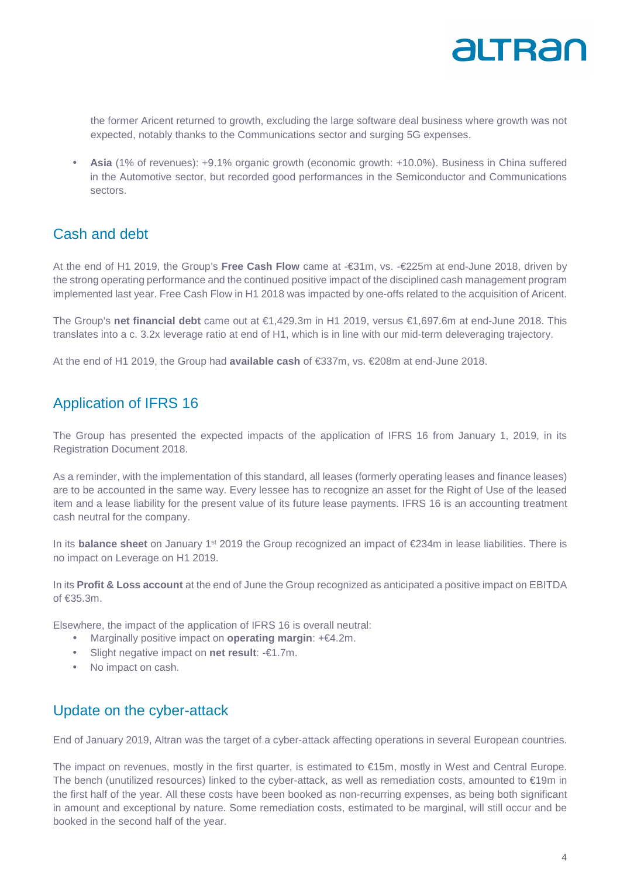the former Aricent returned to growth, excluding the large software deal business where growth was not expected, notably thanks to the Communications sector and surging 5G expenses.

- **Asia** (1% of revenues): +9.1% organic growth (economic growth: +10.0%). Business in China suffered in the Automotive sector, but recorded good performances in the Semiconductor and Communications sectors.

## Cash and debt

At the end of H1 2019, the Group's **Free Cash Flow** came at -€31m, vs. -€225m at end-June 2018, driven by the strong operating performance and the continued positive impact of the disciplined cash management program implemented last year. Free Cash Flow in H1 2018 was impacted by one-offs related to the acquisition of Aricent.

The Group's **net financial debt** came out at €1,429.3m in H1 2019, versus €1,697.6m at end-June 2018. This translates into a c. 3.2x leverage ratio at end of H1, which is in line with our mid-term deleveraging trajectory.

At the end of H1 2019, the Group had **available cash** of €337m, vs. €208m at end-June 2018.

## Application of IFRS 16

The Group has presented the expected impacts of the application of IFRS 16 from January 1, 2019, in its Registration Document 2018.

As a reminder, with the implementation of this standard, all leases (formerly operating leases and finance leases) are to be accounted in the same way. Every lessee has to recognize an asset for the Right of Use of the leased item and a lease liability for the present value of its future lease payments. IFRS 16 is an accounting treatment cash neutral for the company.

In its **balance sheet** on January 1st 2019 the Group recognized an impact of €234m in lease liabilities. There is no impact on Leverage on H1 2019.

In its **Profit & Loss account** at the end of June the Group recognized as anticipated a positive impact on EBITDA of €35.3m.

Elsewhere, the impact of the application of IFRS 16 is overall neutral:

- Marginally positive impact on **operating margin**: +€4.2m.
- Slight negative impact on **net result**: -€1.7m.
- No impact on cash.

## Update on the cyber-attack

End of January 2019, Altran was the target of a cyber-attack affecting operations in several European countries.

The impact on revenues, mostly in the first quarter, is estimated to €15m, mostly in West and Central Europe. The bench (unutilized resources) linked to the cyber-attack, as well as remediation costs, amounted to €19m in the first half of the year. All these costs have been booked as non-recurring expenses, as being both significant in amount and exceptional by nature. Some remediation costs, estimated to be marginal, will still occur and be booked in the second half of the year.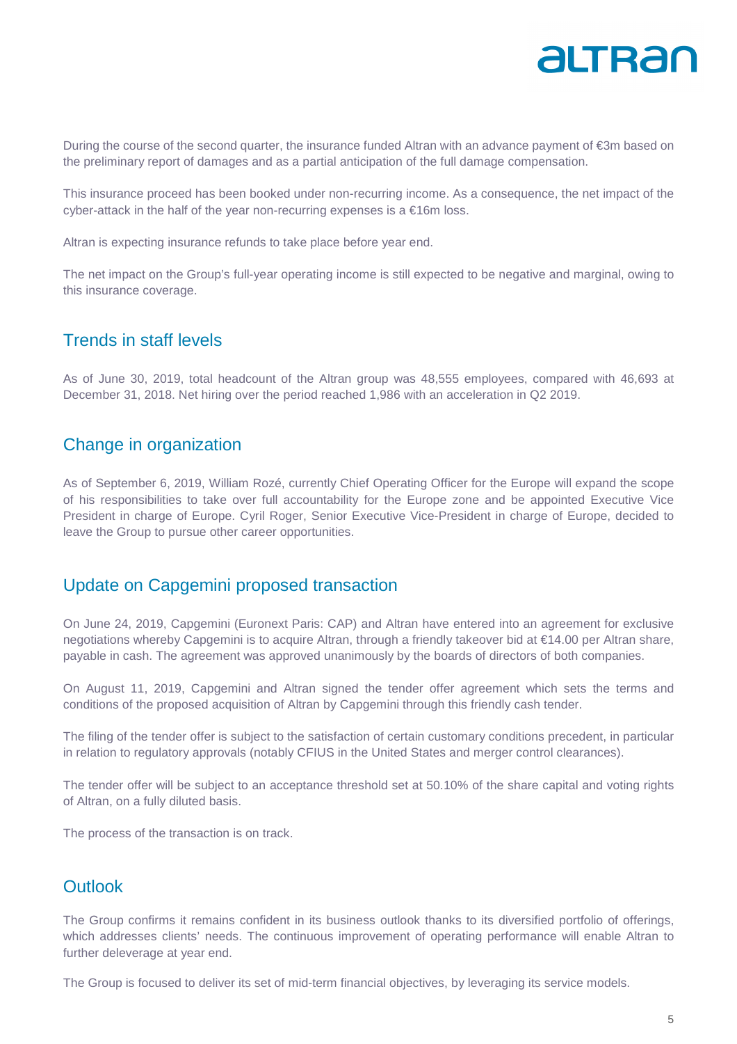During the course of the second quarter, the insurance funded Altran with an advance payment of €3m based on the preliminary report of damages and as a partial anticipation of the full damage compensation.

This insurance proceed has been booked under non-recurring income. As a consequence, the net impact of the cyber-attack in the half of the year non-recurring expenses is a €16m loss.

Altran is expecting insurance refunds to take place before year end.

The net impact on the Group's full-year operating income is still expected to be negative and marginal, owing to this insurance coverage.

## Trends in staff levels

As of June 30, 2019, total headcount of the Altran group was 48,555 employees, compared with 46,693 at December 31, 2018. Net hiring over the period reached 1,986 with an acceleration in Q2 2019.

## Change in organization

As of September 6, 2019, William Rozé, currently Chief Operating Officer for the Europe will expand the scope of his responsibilities to take over full accountability for the Europe zone and be appointed Executive Vice President in charge of Europe. Cyril Roger, Senior Executive Vice-President in charge of Europe, decided to leave the Group to pursue other career opportunities.

## Update on Capgemini proposed transaction

On June 24, 2019, Capgemini (Euronext Paris: CAP) and Altran have entered into an agreement for exclusive negotiations whereby Capgemini is to acquire Altran, through a friendly takeover bid at €14.00 per Altran share, payable in cash. The agreement was approved unanimously by the boards of directors of both companies.

On August 11, 2019, Capgemini and Altran signed the tender offer agreement which sets the terms and conditions of the proposed acquisition of Altran by Capgemini through this friendly cash tender.

The filing of the tender offer is subject to the satisfaction of certain customary conditions precedent, in particular in relation to regulatory approvals (notably CFIUS in the United States and merger control clearances).

The tender offer will be subject to an acceptance threshold set at 50.10% of the share capital and voting rights of Altran, on a fully diluted basis.

The process of the transaction is on track.

## Outlook

The Group confirms it remains confident in its business outlook thanks to its diversified portfolio of offerings, which addresses clients' needs. The continuous improvement of operating performance will enable Altran to further deleverage at year end.

The Group is focused to deliver its set of mid-term financial objectives, by leveraging its service models.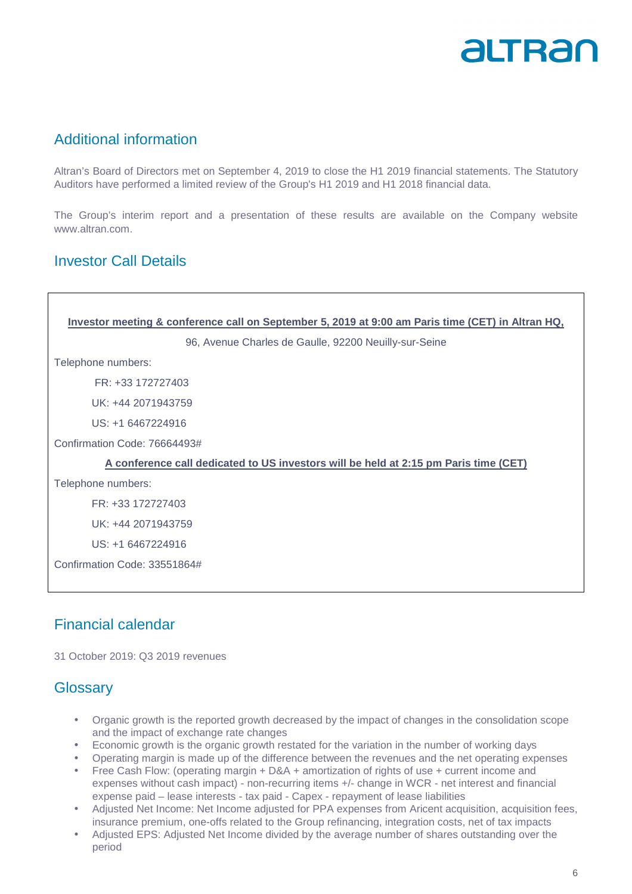## Additional information

Altran's Board of Directors met on September 4, 2019 to close the H1 2019 financial statements. The Statutory Auditors have performed a limited review of the Group's H1 2019 and H1 2018 financial data.

The Group's interim report and a presentation of these results are available on the Company website www.altran.com.

## Investor Call Details

**Investor meeting & conference call on September 5, 2019 at 9:00 am Paris time (CET) in Altran HQ,**

96, Avenue Charles de Gaulle, 92200 Neuilly-sur-Seine

Telephone numbers:

FR: +33 172727403

UK: +44 2071943759

US: +1 6467224916

Confirmation Code: 76664493#

**A conference call dedicated to US investors will be held at 2:15 pm Paris time (CET)**

Telephone numbers:

FR: +33 172727403

UK: +44 2071943759

US: +1 6467224916

Confirmation Code: 33551864#

## Financial calendar

31 October 2019: Q3 2019 revenues

## Glossary

- Organic growth is the reported growth decreased by the impact of changes in the consolidation scope and the impact of exchange rate changes
- Economic growth is the organic growth restated for the variation in the number of working days
- Operating margin is made up of the difference between the revenues and the net operating expenses
- Free Cash Flow: (operating margin + D&A + amortization of rights of use + current income and expenses without cash impact) - non-recurring items +/- change in WCR - net interest and financial expense paid – lease interests - tax paid - Capex - repayment of lease liabilities
- Adjusted Net Income: Net Income adjusted for PPA expenses from Aricent acquisition, acquisition fees, insurance premium, one-offs related to the Group refinancing, integration costs, net of tax impacts
- Adjusted EPS: Adjusted Net Income divided by the average number of shares outstanding over the period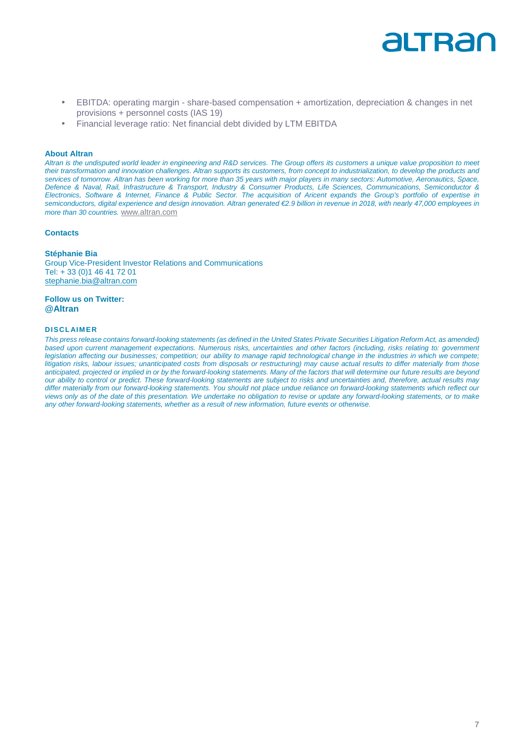- EBITDA: operating margin - share-based compensation + amortization, depreciation & changes in net provisions + personnel costs (IAS 19)
- Financial leverage ratio: Net financial debt divided by LTM EBITDA

**About Altran**

*Altran is the undisputed world leader in engineering and R&D services. The Group offers its customers a unique value proposition to meet their transformation and innovation challenges. Altran supports its customers, from concept to industrialization, to develop the products and services of tomorrow. Altran has been working for more than 35 years with major players in many sectors: Automotive, Aeronautics, Space, Defence & Naval, Rail, Infrastructure & Transport, Industry & Consumer Products, Life Sciences, Communications, Semiconductor & Electronics, Software & Internet, Finance & Public Sector. The acquisition of Aricent expands the Group's portfolio of expertise in semiconductors, digital experience and design innovation. Altran generated €2.9 billion in revenue in 2018, with nearly 47,000 employees in more than 30 countries.* www.altran.com

**Contacts**

**Stéphanie Bia**
Group Vice-President Investor Relations and Communications
Tel: + 33 (0)1 46 41 72 01
stephanie.bia@altran.com

**Follow us on Twitter:**
**@Altran**

**DISCLAIMER**

*This press release contains forward-looking statements (as defined in the United States Private Securities Litigation Reform Act, as amended) based upon current management expectations. Numerous risks, uncertainties and other factors (including, risks relating to: government legislation affecting our businesses; competition; our ability to manage rapid technological change in the industries in which we compete; litigation risks, labour issues; unanticipated costs from disposals or restructuring) may cause actual results to differ materially from those anticipated, projected or implied in or by the forward-looking statements. Many of the factors that will determine our future results are beyond our ability to control or predict. These forward-looking statements are subject to risks and uncertainties and, therefore, actual results may differ materially from our forward-looking statements. You should not place undue reliance on forward-looking statements which reflect our views only as of the date of this presentation. We undertake no obligation to revise or update any forward-looking statements, or to make any other forward-looking statements, whether as a result of new information, future events or otherwise.*